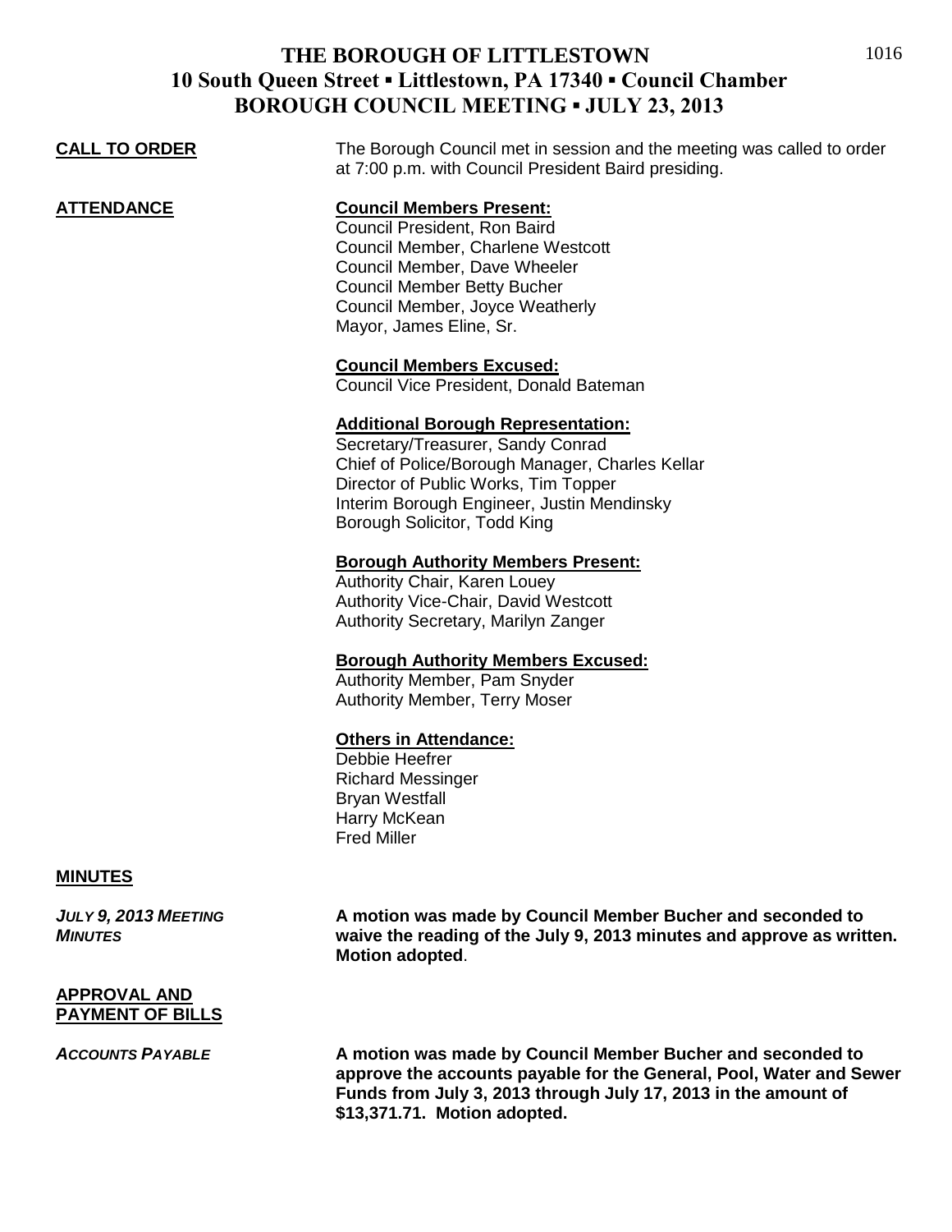# THE BOROUGH OF LITTLESTOWN
## 10 South Queen Street ▪ Littlestown, PA 17340 ▪ Council Chamber
## BOROUGH COUNCIL MEETING ▪ JULY 23, 2013

**CALL TO ORDER**

The Borough Council met in session and the meeting was called to order at 7:00 p.m. with Council President Baird presiding.

**ATTENDANCE**

**Council Members Present:**
Council President, Ron Baird
Council Member, Charlene Westcott
Council Member, Dave Wheeler
Council Member Betty Bucher
Council Member, Joyce Weatherly
Mayor, James Eline, Sr.

**Council Members Excused:**
Council Vice President, Donald Bateman

**Additional Borough Representation:**
Secretary/Treasurer, Sandy Conrad
Chief of Police/Borough Manager, Charles Kellar
Director of Public Works, Tim Topper
Interim Borough Engineer, Justin Mendinsky
Borough Solicitor, Todd King

**Borough Authority Members Present:**
Authority Chair, Karen Louey
Authority Vice-Chair, David Westcott
Authority Secretary, Marilyn Zanger

**Borough Authority Members Excused:**
Authority Member, Pam Snyder
Authority Member, Terry Moser

**Others in Attendance:**
Debbie Heefrer
Richard Messinger
Bryan Westfall
Harry McKean
Fred Miller

**MINUTES**

***JULY 9, 2013 MEETING MINUTES***

**A motion was made by Council Member Bucher and seconded to waive the reading of the July 9, 2013 minutes and approve as written. Motion adopted**.

**APPROVAL AND PAYMENT OF BILLS**

***ACCOUNTS PAYABLE***

**A motion was made by Council Member Bucher and seconded to approve the accounts payable for the General, Pool, Water and Sewer Funds from July 3, 2013 through July 17, 2013 in the amount of $13,371.71. Motion adopted.**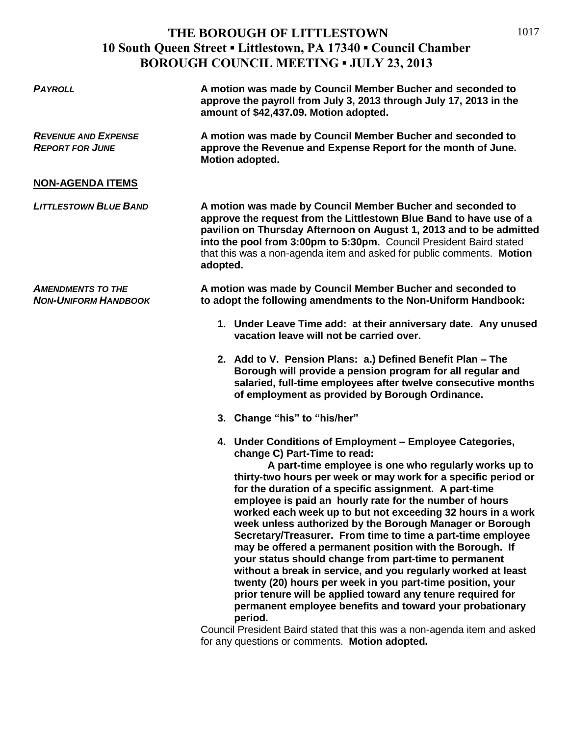# THE BOROUGH OF LITTLESTOWN
## 10 South Queen Street ▪ Littlestown, PA 17340 ▪ Council Chamber
## BOROUGH COUNCIL MEETING ▪ JULY 23, 2013

***PAYROLL***

**A motion was made by Council Member Bucher and seconded to approve the payroll from July 3, 2013 through July 17, 2013 in the amount of $42,437.09. Motion adopted.**

***REVENUE AND EXPENSE REPORT FOR JUNE***

**A motion was made by Council Member Bucher and seconded to approve the Revenue and Expense Report for the month of June. Motion adopted.**

**NON-AGENDA ITEMS**

***LITTLESTOWN BLUE BAND***

**A motion was made by Council Member Bucher and seconded to approve the request from the Littlestown Blue Band to have use of a pavilion on Thursday Afternoon on August 1, 2013 and to be admitted into the pool from 3:00pm to 5:30pm.** Council President Baird stated that this was a non-agenda item and asked for public comments. **Motion adopted.**

***AMENDMENTS TO THE NON-UNIFORM HANDBOOK***

**A motion was made by Council Member Bucher and seconded to to adopt the following amendments to the Non-Uniform Handbook:**

1. **Under Leave Time add: at their anniversary date. Any unused vacation leave will not be carried over.**
2. **Add to V. Pension Plans: a.) Defined Benefit Plan – The Borough will provide a pension program for all regular and salaried, full-time employees after twelve consecutive months of employment as provided by Borough Ordinance.**
3. **Change "his" to "his/her"**
4. **Under Conditions of Employment – Employee Categories, change C) Part-Time to read:**

   **A part-time employee is one who regularly works up to thirty-two hours per week or may work for a specific period or for the duration of a specific assignment. A part-time employee is paid an hourly rate for the number of hours worked each week up to but not exceeding 32 hours in a work week unless authorized by the Borough Manager or Borough Secretary/Treasurer. From time to time a part-time employee may be offered a permanent position with the Borough. If your status should change from part-time to permanent without a break in service, and you regularly worked at least twenty (20) hours per week in you part-time position, your prior tenure will be applied toward any tenure required for permanent employee benefits and toward your probationary period.**

Council President Baird stated that this was a non-agenda item and asked for any questions or comments. **Motion adopted.**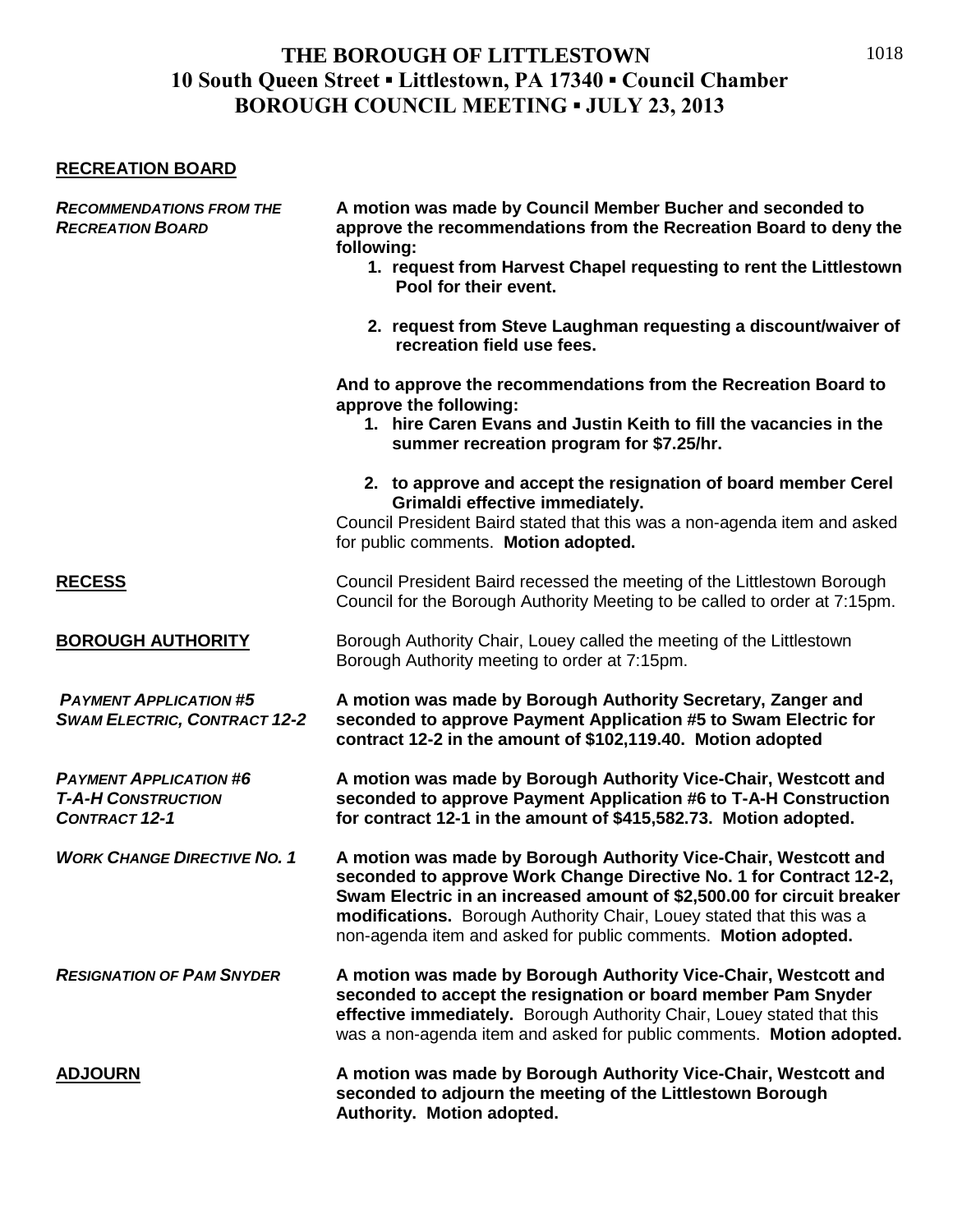# THE BOROUGH OF LITTLESTOWN
## 10 South Queen Street ▪ Littlestown, PA 17340 ▪ Council Chamber
## BOROUGH COUNCIL MEETING ▪ JULY 23, 2013

**RECREATION BOARD**

***RECOMMENDATIONS FROM THE RECREATION BOARD***

**A motion was made by Council Member Bucher and seconded to approve the recommendations from the Recreation Board to deny the following:**

1. **request from Harvest Chapel requesting to rent the Littlestown Pool for their event.**
2. **request from Steve Laughman requesting a discount/waiver of recreation field use fees.**

**And to approve the recommendations from the Recreation Board to approve the following:**

1. **hire Caren Evans and Justin Keith to fill the vacancies in the summer recreation program for $7.25/hr.**
2. **to approve and accept the resignation of board member Cerel Grimaldi effective immediately.**

Council President Baird stated that this was a non-agenda item and asked for public comments. **Motion adopted.**

**RECESS**

Council President Baird recessed the meeting of the Littlestown Borough Council for the Borough Authority Meeting to be called to order at 7:15pm.

**BOROUGH AUTHORITY**

Borough Authority Chair, Louey called the meeting of the Littlestown Borough Authority meeting to order at 7:15pm.

***PAYMENT APPLICATION #5 SWAM ELECTRIC, CONTRACT 12-2***

**A motion was made by Borough Authority Secretary, Zanger and seconded to approve Payment Application #5 to Swam Electric for contract 12-2 in the amount of $102,119.40. Motion adopted**

***PAYMENT APPLICATION #6 T-A-H CONSTRUCTION CONTRACT 12-1***

**A motion was made by Borough Authority Vice-Chair, Westcott and seconded to approve Payment Application #6 to T-A-H Construction for contract 12-1 in the amount of $415,582.73. Motion adopted.**

***WORK CHANGE DIRECTIVE NO. 1***

**A motion was made by Borough Authority Vice-Chair, Westcott and seconded to approve Work Change Directive No. 1 for Contract 12-2, Swam Electric in an increased amount of $2,500.00 for circuit breaker modifications.** Borough Authority Chair, Louey stated that this was a non-agenda item and asked for public comments. **Motion adopted.**

***RESIGNATION OF PAM SNYDER***

**A motion was made by Borough Authority Vice-Chair, Westcott and seconded to accept the resignation or board member Pam Snyder effective immediately.** Borough Authority Chair, Louey stated that this was a non-agenda item and asked for public comments. **Motion adopted.**

**ADJOURN**

**A motion was made by Borough Authority Vice-Chair, Westcott and seconded to adjourn the meeting of the Littlestown Borough Authority. Motion adopted.**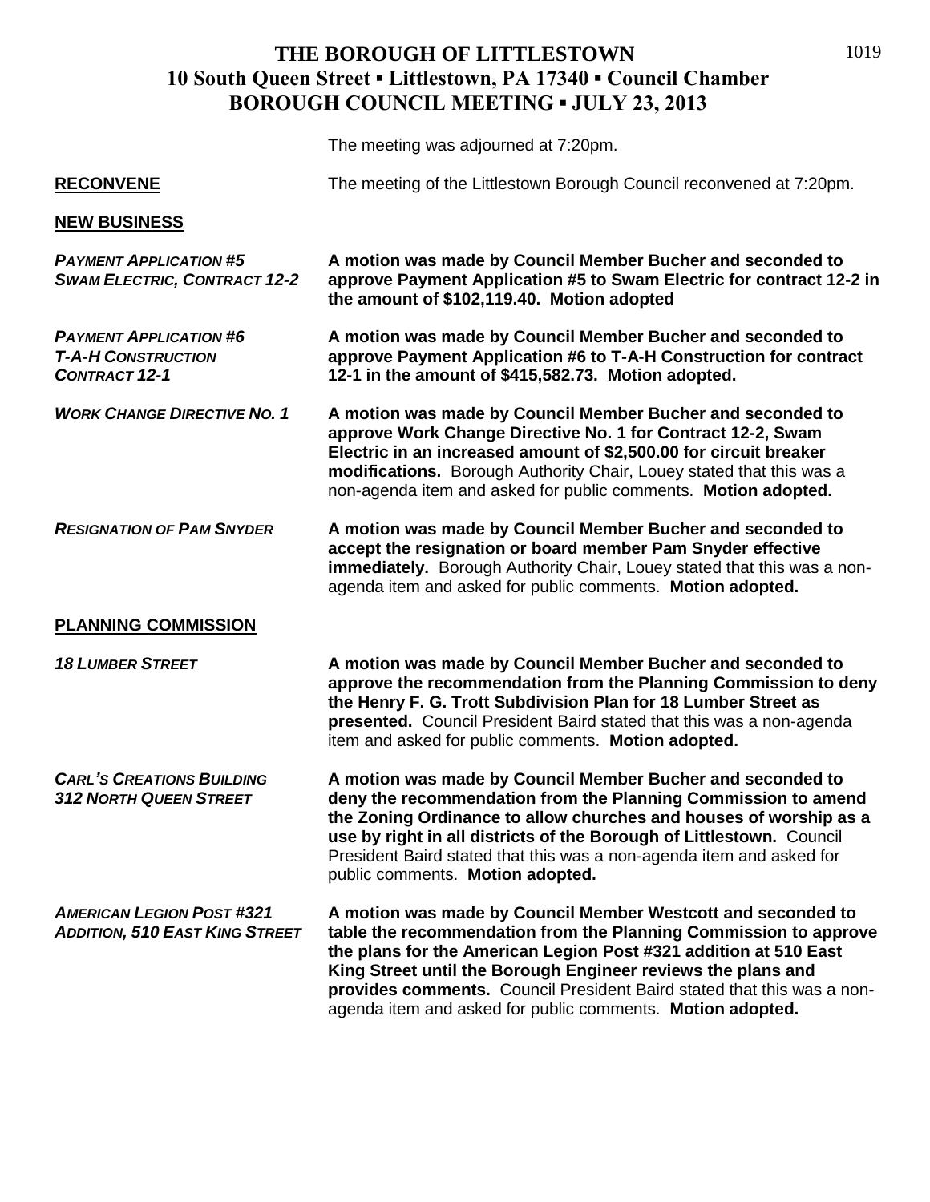# THE BOROUGH OF LITTLESTOWN
## 10 South Queen Street ▪ Littlestown, PA 17340 ▪ Council Chamber
## BOROUGH COUNCIL MEETING ▪ JULY 23, 2013

The meeting was adjourned at 7:20pm.

**RECONVENE** The meeting of the Littlestown Borough Council reconvened at 7:20pm.

**NEW BUSINESS**

***PAYMENT APPLICATION #5 SWAM ELECTRIC, CONTRACT 12-2***

**A motion was made by Council Member Bucher and seconded to approve Payment Application #5 to Swam Electric for contract 12-2 in the amount of $102,119.40. Motion adopted**

***PAYMENT APPLICATION #6 T-A-H CONSTRUCTION CONTRACT 12-1***

**A motion was made by Council Member Bucher and seconded to approve Payment Application #6 to T-A-H Construction for contract 12-1 in the amount of $415,582.73. Motion adopted.**

***WORK CHANGE DIRECTIVE NO. 1***

**A motion was made by Council Member Bucher and seconded to approve Work Change Directive No. 1 for Contract 12-2, Swam Electric in an increased amount of $2,500.00 for circuit breaker modifications.** Borough Authority Chair, Louey stated that this was a non-agenda item and asked for public comments. **Motion adopted.**

***RESIGNATION OF PAM SNYDER***

**A motion was made by Council Member Bucher and seconded to accept the resignation or board member Pam Snyder effective immediately.** Borough Authority Chair, Louey stated that this was a non-agenda item and asked for public comments. **Motion adopted.**

**PLANNING COMMISSION**

***18 LUMBER STREET***

**A motion was made by Council Member Bucher and seconded to approve the recommendation from the Planning Commission to deny the Henry F. G. Trott Subdivision Plan for 18 Lumber Street as presented.** Council President Baird stated that this was a non-agenda item and asked for public comments. **Motion adopted.**

***CARL'S CREATIONS BUILDING 312 NORTH QUEEN STREET***

**A motion was made by Council Member Bucher and seconded to deny the recommendation from the Planning Commission to amend the Zoning Ordinance to allow churches and houses of worship as a use by right in all districts of the Borough of Littlestown.** Council President Baird stated that this was a non-agenda item and asked for public comments. **Motion adopted.**

***AMERICAN LEGION POST #321 ADDITION, 510 EAST KING STREET***

**A motion was made by Council Member Westcott and seconded to table the recommendation from the Planning Commission to approve the plans for the American Legion Post #321 addition at 510 East King Street until the Borough Engineer reviews the plans and provides comments.** Council President Baird stated that this was a non-agenda item and asked for public comments. **Motion adopted.**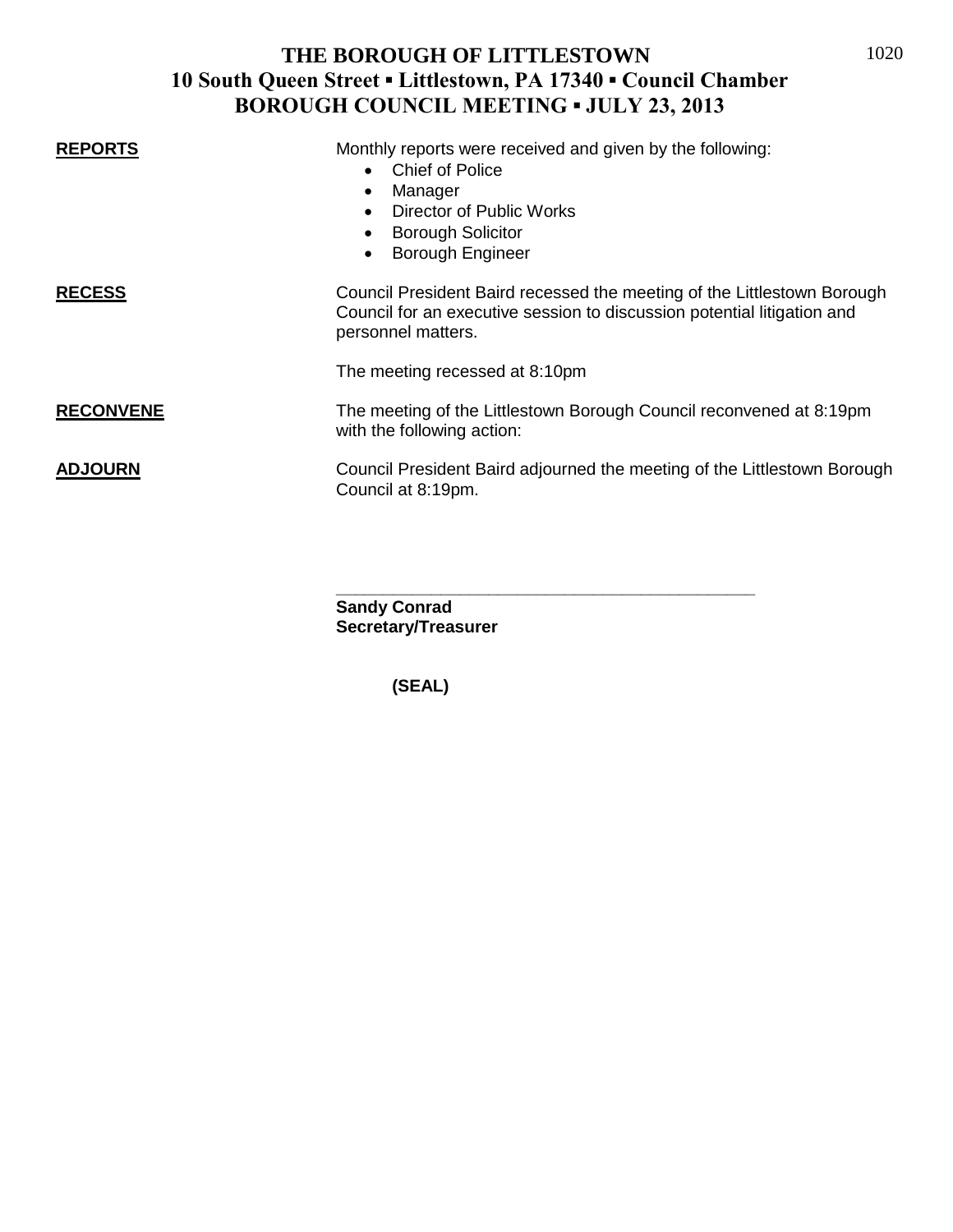**REPORTS**

Monthly reports were received and given by the following:

- Chief of Police
- Manager
- Director of Public Works
- Borough Solicitor
- Borough Engineer

**RECESS**

Council President Baird recessed the meeting of the Littlestown Borough Council for an executive session to discussion potential litigation and personnel matters.

The meeting recessed at 8:10pm

**RECONVENE**

The meeting of the Littlestown Borough Council reconvened at 8:19pm with the following action:

**ADJOURN**

Council President Baird adjourned the meeting of the Littlestown Borough Council at 8:19pm.

\_\_\_\_\_\_\_\_\_\_\_\_\_\_\_\_\_\_\_\_\_\_\_\_\_\_\_\_\_\_\_\_\_\_\_\_\_\_\_\_\_\_\_\_\_\_

**Sandy Conrad**
**Secretary/Treasurer**

**(SEAL)**